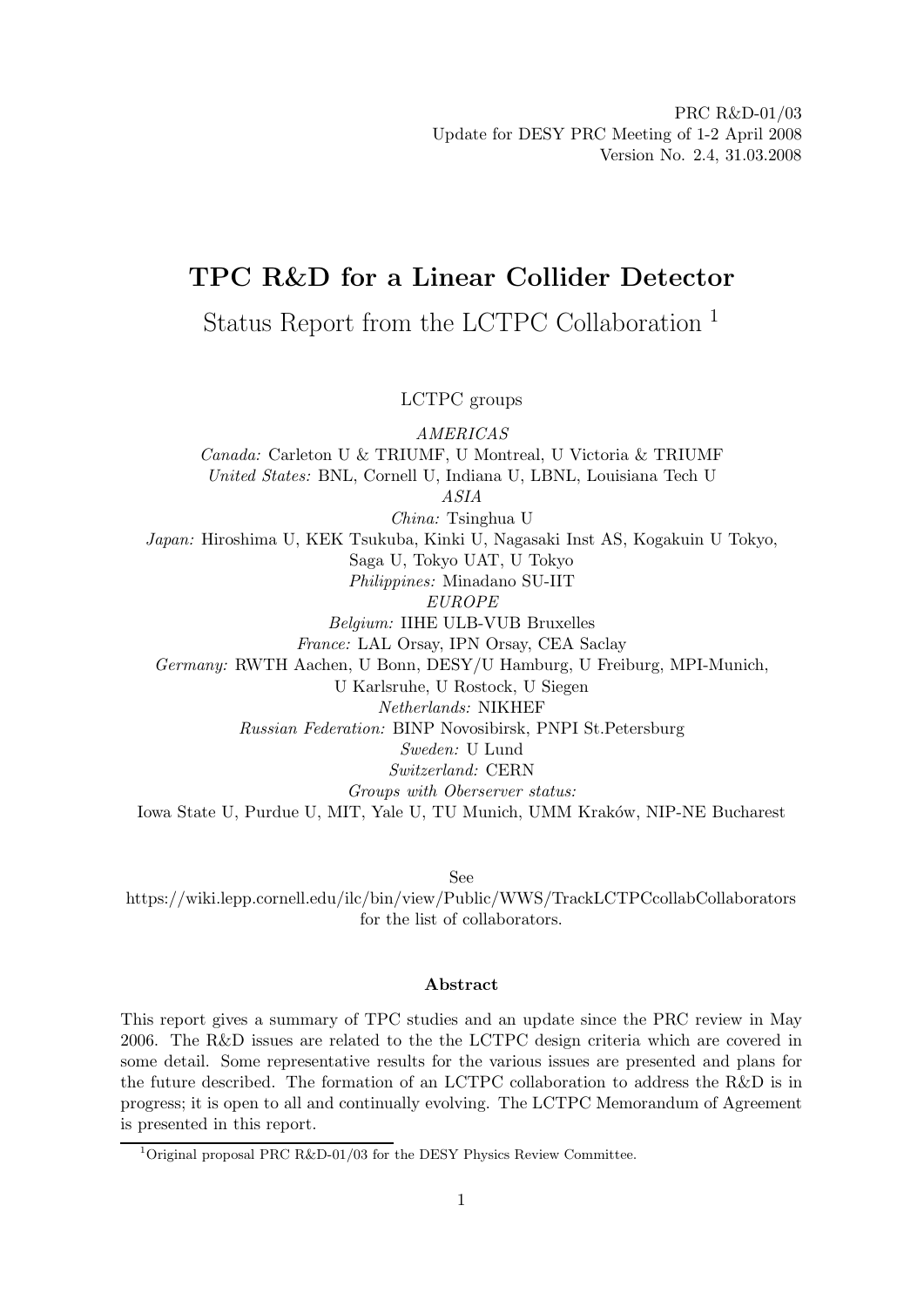PRC R&D-01/03
Update for DESY PRC Meeting of 1-2 April 2008
Version No. 2.4, 31.03.2008

# TPC R&D for a Linear Collider Detector

## Status Report from the LCTPC Collaboration [1]

LCTPC groups

*AMERICAS*

*Canada:* Carleton U & TRIUMF, U Montreal, U Victoria & TRIUMF
*United States:* BNL, Cornell U, Indiana U, LBNL, Louisiana Tech U

*ASIA*

*China:* Tsinghua U
*Japan:* Hiroshima U, KEK Tsukuba, Kinki U, Nagasaki Inst AS, Kogakuin U Tokyo, Saga U, Tokyo UAT, U Tokyo
*Philippines:* Minadano SU-IIT

*EUROPE*

*Belgium:* IIHE ULB-VUB Bruxelles
*France:* LAL Orsay, IPN Orsay, CEA Saclay
*Germany:* RWTH Aachen, U Bonn, DESY/U Hamburg, U Freiburg, MPI-Munich, U Karlsruhe, U Rostock, U Siegen
*Netherlands:* NIKHEF
*Russian Federation:* BINP Novosibirsk, PNPI St.Petersburg
*Sweden:* U Lund
*Switzerland:* CERN

*Groups with Oberserver status:*
Iowa State U, Purdue U, MIT, Yale U, TU Munich, UMM Kraków, NIP-NE Bucharest

See
https://wiki.lepp.cornell.edu/ilc/bin/view/Public/WWS/TrackLCTPCcollabCollaborators
for the list of collaborators.

### Abstract

This report gives a summary of TPC studies and an update since the PRC review in May 2006. The R&D issues are related to the the LCTPC design criteria which are covered in some detail. Some representative results for the various issues are presented and plans for the future described. The formation of an LCTPC collaboration to address the R&D is in progress; it is open to all and continually evolving. The LCTPC Memorandum of Agreement is presented in this report.

[1] Original proposal PRC R&D-01/03 for the DESY Physics Review Committee.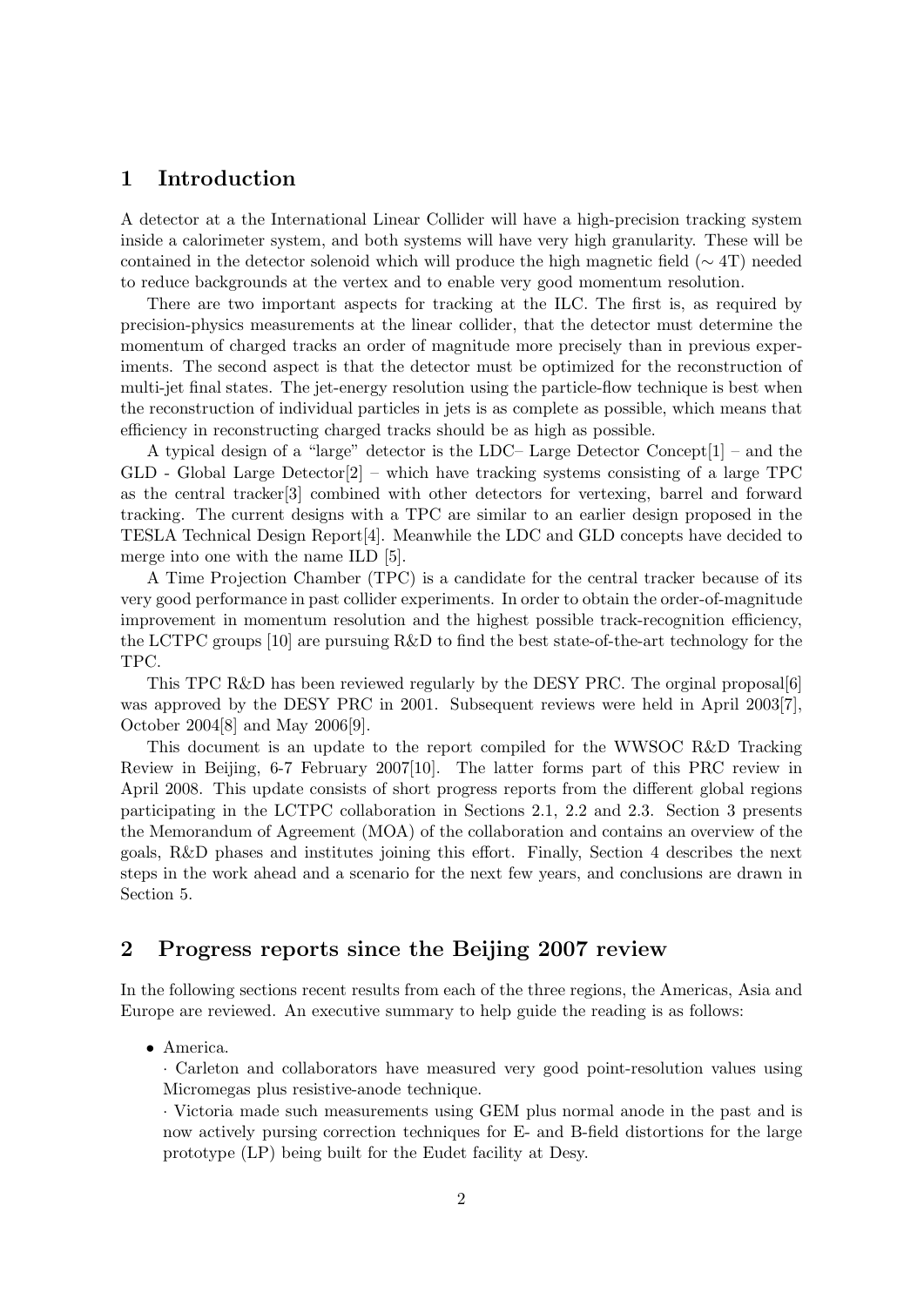## 1 Introduction

A detector at a the International Linear Collider will have a high-precision tracking system inside a calorimeter system, and both systems will have very high granularity. These will be contained in the detector solenoid which will produce the high magnetic field ($\sim 4$T) needed to reduce backgrounds at the vertex and to enable very good momentum resolution.

There are two important aspects for tracking at the ILC. The first is, as required by precision-physics measurements at the linear collider, that the detector must determine the momentum of charged tracks an order of magnitude more precisely than in previous experiments. The second aspect is that the detector must be optimized for the reconstruction of multi-jet final states. The jet-energy resolution using the particle-flow technique is best when the reconstruction of individual particles in jets is as complete as possible, which means that efficiency in reconstructing charged tracks should be as high as possible.

A typical design of a "large" detector is the LDC– Large Detector Concept[1] – and the GLD - Global Large Detector[2] – which have tracking systems consisting of a large TPC as the central tracker[3] combined with other detectors for vertexing, barrel and forward tracking. The current designs with a TPC are similar to an earlier design proposed in the TESLA Technical Design Report[4]. Meanwhile the LDC and GLD concepts have decided to merge into one with the name ILD [5].

A Time Projection Chamber (TPC) is a candidate for the central tracker because of its very good performance in past collider experiments. In order to obtain the order-of-magnitude improvement in momentum resolution and the highest possible track-recognition efficiency, the LCTPC groups [10] are pursuing R&D to find the best state-of-the-art technology for the TPC.

This TPC R&D has been reviewed regularly by the DESY PRC. The orginal proposal[6] was approved by the DESY PRC in 2001. Subsequent reviews were held in April 2003[7], October 2004[8] and May 2006[9].

This document is an update to the report compiled for the WWSOC R&D Tracking Review in Beijing, 6-7 February 2007[10]. The latter forms part of this PRC review in April 2008. This update consists of short progress reports from the different global regions participating in the LCTPC collaboration in Sections 2.1, 2.2 and 2.3. Section 3 presents the Memorandum of Agreement (MOA) of the collaboration and contains an overview of the goals, R&D phases and institutes joining this effort. Finally, Section 4 describes the next steps in the work ahead and a scenario for the next few years, and conclusions are drawn in Section 5.

## 2 Progress reports since the Beijing 2007 review

In the following sections recent results from each of the three regions, the Americas, Asia and Europe are reviewed. An executive summary to help guide the reading is as follows:

- America.

  · Carleton and collaborators have measured very good point-resolution values using Micromegas plus resistive-anode technique.

  · Victoria made such measurements using GEM plus normal anode in the past and is now actively pursing correction techniques for E- and B-field distortions for the large prototype (LP) being built for the Eudet facility at Desy.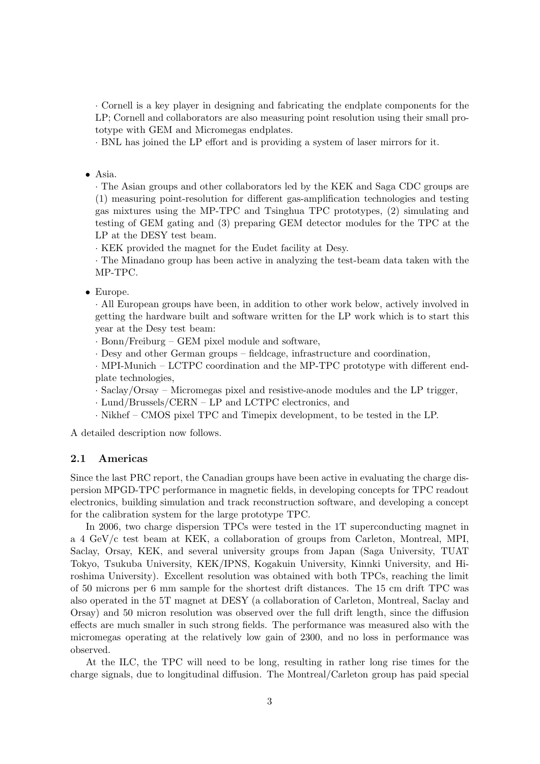· Cornell is a key player in designing and fabricating the endplate components for the LP; Cornell and collaborators are also measuring point resolution using their small prototype with GEM and Micromegas endplates.
· BNL has joined the LP effort and is providing a system of laser mirrors for it.

- Asia.
  · The Asian groups and other collaborators led by the KEK and Saga CDC groups are (1) measuring point-resolution for different gas-amplification technologies and testing gas mixtures using the MP-TPC and Tsinghua TPC prototypes, (2) simulating and testing of GEM gating and (3) preparing GEM detector modules for the TPC at the LP at the DESY test beam.
  · KEK provided the magnet for the Eudet facility at Desy.
  · The Minadano group has been active in analyzing the test-beam data taken with the MP-TPC.
- Europe.
  · All European groups have been, in addition to other work below, actively involved in getting the hardware built and software written for the LP work which is to start this year at the Desy test beam:
  · Bonn/Freiburg – GEM pixel module and software,
  · Desy and other German groups – fieldcage, infrastructure and coordination,
  · MPI-Munich – LCTPC coordination and the MP-TPC prototype with different endplate technologies,
  · Saclay/Orsay – Micromegas pixel and resistive-anode modules and the LP trigger,
  · Lund/Brussels/CERN – LP and LCTPC electronics, and
  · Nikhef – CMOS pixel TPC and Timepix development, to be tested in the LP.

A detailed description now follows.

## 2.1 Americas

Since the last PRC report, the Canadian groups have been active in evaluating the charge dispersion MPGD-TPC performance in magnetic fields, in developing concepts for TPC readout electronics, building simulation and track reconstruction software, and developing a concept for the calibration system for the large prototype TPC.

In 2006, two charge dispersion TPCs were tested in the 1T superconducting magnet in a 4 GeV/c test beam at KEK, a collaboration of groups from Carleton, Montreal, MPI, Saclay, Orsay, KEK, and several university groups from Japan (Saga University, TUAT Tokyo, Tsukuba University, KEK/IPNS, Kogakuin University, Kinnki University, and Hiroshima University). Excellent resolution was obtained with both TPCs, reaching the limit of 50 microns per 6 mm sample for the shortest drift distances. The 15 cm drift TPC was also operated in the 5T magnet at DESY (a collaboration of Carleton, Montreal, Saclay and Orsay) and 50 micron resolution was observed over the full drift length, since the diffusion effects are much smaller in such strong fields. The performance was measured also with the micromegas operating at the relatively low gain of 2300, and no loss in performance was observed.

At the ILC, the TPC will need to be long, resulting in rather long rise times for the charge signals, due to longitudinal diffusion. The Montreal/Carleton group has paid special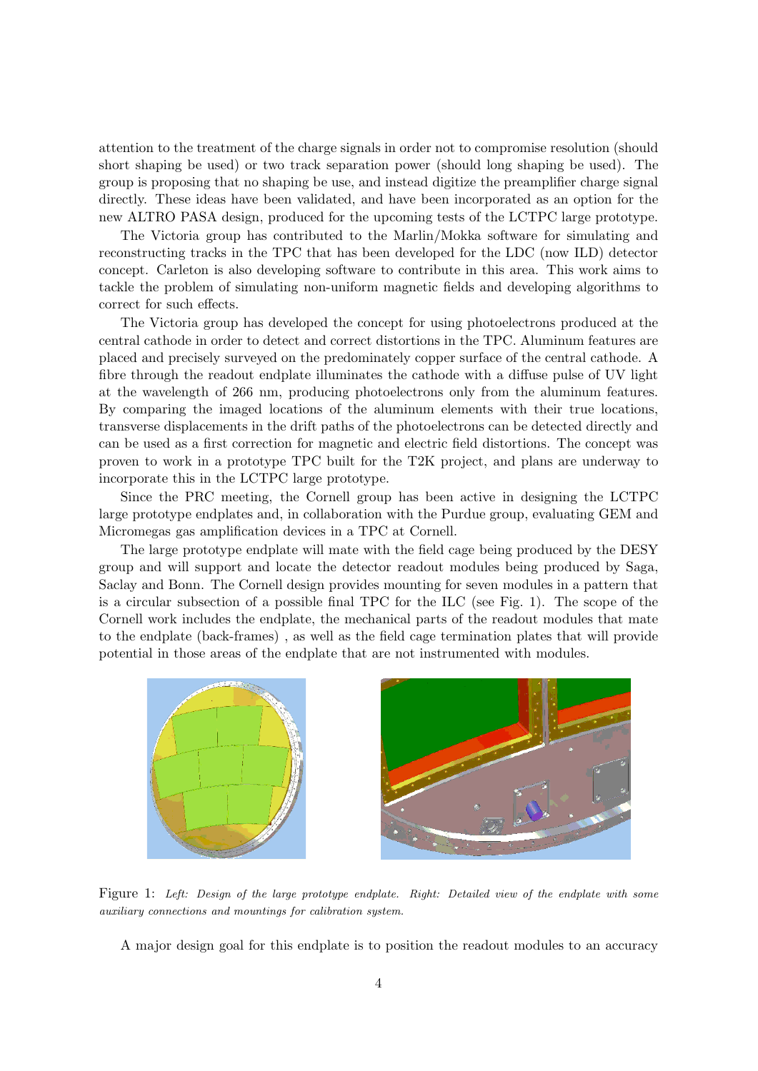attention to the treatment of the charge signals in order not to compromise resolution (should short shaping be used) or two track separation power (should long shaping be used). The group is proposing that no shaping be use, and instead digitize the preamplifier charge signal directly. These ideas have been validated, and have been incorporated as an option for the new ALTRO PASA design, produced for the upcoming tests of the LCTPC large prototype.

The Victoria group has contributed to the Marlin/Mokka software for simulating and reconstructing tracks in the TPC that has been developed for the LDC (now ILD) detector concept. Carleton is also developing software to contribute in this area. This work aims to tackle the problem of simulating non-uniform magnetic fields and developing algorithms to correct for such effects.

The Victoria group has developed the concept for using photoelectrons produced at the central cathode in order to detect and correct distortions in the TPC. Aluminum features are placed and precisely surveyed on the predominately copper surface of the central cathode. A fibre through the readout endplate illuminates the cathode with a diffuse pulse of UV light at the wavelength of 266 nm, producing photoelectrons only from the aluminum features. By comparing the imaged locations of the aluminum elements with their true locations, transverse displacements in the drift paths of the photoelectrons can be detected directly and can be used as a first correction for magnetic and electric field distortions. The concept was proven to work in a prototype TPC built for the T2K project, and plans are underway to incorporate this in the LCTPC large prototype.

Since the PRC meeting, the Cornell group has been active in designing the LCTPC large prototype endplates and, in collaboration with the Purdue group, evaluating GEM and Micromegas gas amplification devices in a TPC at Cornell.

The large prototype endplate will mate with the field cage being produced by the DESY group and will support and locate the detector readout modules being produced by Saga, Saclay and Bonn. The Cornell design provides mounting for seven modules in a pattern that is a circular subsection of a possible final TPC for the ILC (see Fig. 1). The scope of the Cornell work includes the endplate, the mechanical parts of the readout modules that mate to the endplate (back-frames) , as well as the field cage termination plates that will provide potential in those areas of the endplate that are not instrumented with modules.

Figure 1: *Left: Design of the large prototype endplate. Right: Detailed view of the endplate with some auxiliary connections and mountings for calibration system.*

A major design goal for this endplate is to position the readout modules to an accuracy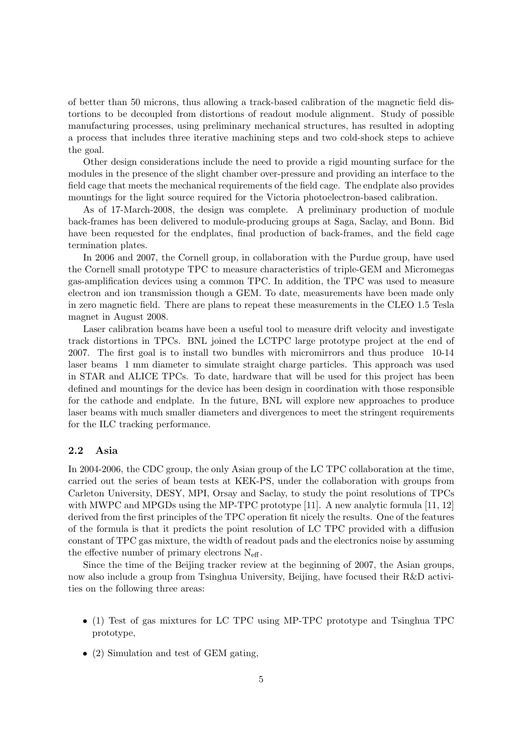of better than 50 microns, thus allowing a track-based calibration of the magnetic field distortions to be decoupled from distortions of readout module alignment. Study of possible manufacturing processes, using preliminary mechanical structures, has resulted in adopting a process that includes three iterative machining steps and two cold-shock steps to achieve the goal.

Other design considerations include the need to provide a rigid mounting surface for the modules in the presence of the slight chamber over-pressure and providing an interface to the field cage that meets the mechanical requirements of the field cage. The endplate also provides mountings for the light source required for the Victoria photoelectron-based calibration.

As of 17-March-2008, the design was complete. A preliminary production of module back-frames has been delivered to module-producing groups at Saga, Saclay, and Bonn. Bid have been requested for the endplates, final production of back-frames, and the field cage termination plates.

In 2006 and 2007, the Cornell group, in collaboration with the Purdue group, have used the Cornell small prototype TPC to measure characteristics of triple-GEM and Micromegas gas-amplification devices using a common TPC. In addition, the TPC was used to measure electron and ion transmission though a GEM. To date, measurements have been made only in zero magnetic field. There are plans to repeat these measurements in the CLEO 1.5 Tesla magnet in August 2008.

Laser calibration beams have been a useful tool to measure drift velocity and investigate track distortions in TPCs. BNL joined the LCTPC large prototype project at the end of 2007. The first goal is to install two bundles with micromirrors and thus produce 10-14 laser beams 1 mm diameter to simulate straight charge particles. This approach was used in STAR and ALICE TPCs. To date, hardware that will be used for this project has been defined and mountings for the device has been design in coordination with those responsible for the cathode and endplate. In the future, BNL will explore new approaches to produce laser beams with much smaller diameters and divergences to meet the stringent requirements for the ILC tracking performance.

### 2.2 Asia

In 2004-2006, the CDC group, the only Asian group of the LC TPC collaboration at the time, carried out the series of beam tests at KEK-PS, under the collaboration with groups from Carleton University, DESY, MPI, Orsay and Saclay, to study the point resolutions of TPCs with MWPC and MPGDs using the MP-TPC prototype [11]. A new analytic formula [11, 12] derived from the first principles of the TPC operation fit nicely the results. One of the features of the formula is that it predicts the point resolution of LC TPC provided with a diffusion constant of TPC gas mixture, the width of readout pads and the electronics noise by assuming the effective number of primary electrons $N_{\rm eff}$.

Since the time of the Beijing tracker review at the beginning of 2007, the Asian groups, now also include a group from Tsinghua University, Beijing, have focused their R&D activities on the following three areas:

- (1) Test of gas mixtures for LC TPC using MP-TPC prototype and Tsinghua TPC prototype,
- (2) Simulation and test of GEM gating,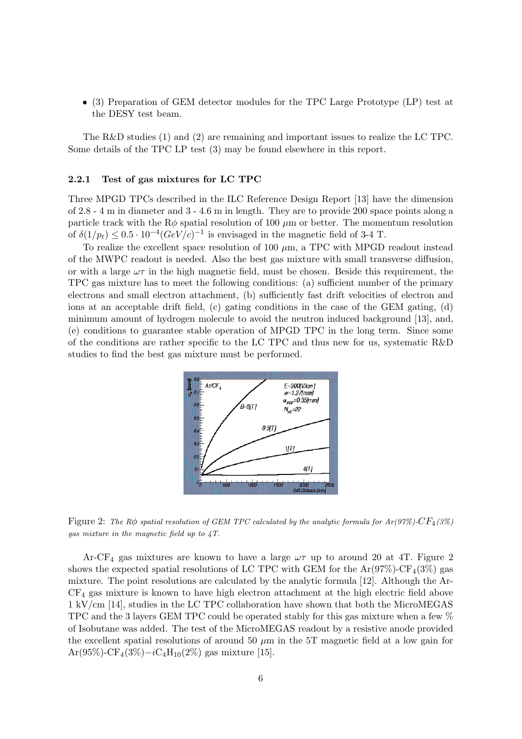- (3) Preparation of GEM detector modules for the TPC Large Prototype (LP) test at the DESY test beam.

The R&D studies (1) and (2) are remaining and important issues to realize the LC TPC. Some details of the TPC LP test (3) may be found elsewhere in this report.

### 2.2.1 Test of gas mixtures for LC TPC

Three MPGD TPCs described in the ILC Reference Design Report [13] have the dimension of 2.8 - 4 m in diameter and 3 - 4.6 m in length. They are to provide 200 space points along a particle track with the R$\phi$ spatial resolution of 100 $\mu$m or better. The momentum resolution of $\delta(1/p_t) \leq 0.5 \cdot 10^{-4}(GeV/c)^{-1}$ is envisaged in the magnetic field of 3-4 T.

To realize the excellent space resolution of 100 $\mu$m, a TPC with MPGD readout instead of the MWPC readout is needed. Also the best gas mixture with small transverse diffusion, or with a large $\omega\tau$ in the high magnetic field, must be chosen. Beside this requirement, the TPC gas mixture has to meet the following conditions: (a) sufficient number of the primary electrons and small electron attachment, (b) sufficiently fast drift velocities of electron and ions at an acceptable drift field, (c) gating conditions in the case of the GEM gating, (d) minimum amount of hydrogen molecule to avoid the neutron induced background [13], and, (e) conditions to guarantee stable operation of MPGD TPC in the long term. Since some of the conditions are rather specific to the LC TPC and thus new for us, systematic R&D studies to find the best gas mixture must be performed.

Figure 2: *The R$\phi$ spatial resolution of GEM TPC calculated by the analytic formula for Ar(97%)-$CF_4$(3%) gas mixture in the magnetic field up to 4T.*

Ar-$CF_4$ gas mixtures are known to have a large $\omega\tau$ up to around 20 at 4T. Figure 2 shows the expected spatial resolutions of LC TPC with GEM for the Ar(97%)-$CF_4$(3%) gas mixture. The point resolutions are calculated by the analytic formula [12]. Although the Ar-$CF_4$ gas mixture is known to have high electron attachment at the high electric field above 1 kV/cm [14], studies in the LC TPC collaboration have shown that both the MicroMEGAS TPC and the 3 layers GEM TPC could be operated stably for this gas mixture when a few % of Isobutane was added. The test of the MicroMEGAS readout by a resistive anode provided the excellent spatial resolutions of around 50 $\mu$m in the 5T magnetic field at a low gain for Ar(95%)-$CF_4$(3%)$-iC_4H_{10}$(2%) gas mixture [15].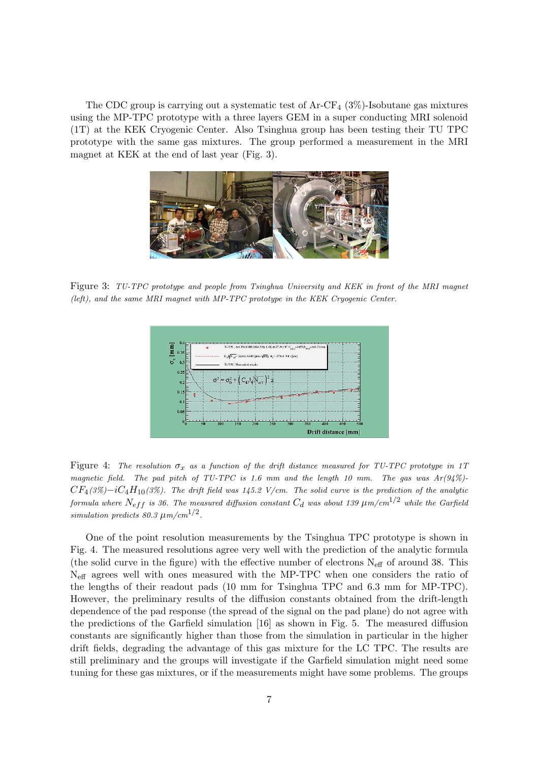The CDC group is carrying out a systematic test of Ar-$CF_4$ (3%)-Isobutane gas mixtures using the MP-TPC prototype with a three layers GEM in a super conducting MRI solenoid (1T) at the KEK Cryogenic Center. Also Tsinghua group has been testing their TU TPC prototype with the same gas mixtures. The group performed a measurement in the MRI magnet at KEK at the end of last year (Fig. 3).

Figure 3: *TU-TPC prototype and people from Tsinghua University and KEK in front of the MRI magnet (left), and the same MRI magnet with MP-TPC prototype in the KEK Cryogenic Center.*

Figure 4: *The resolution $\sigma_x$ as a function of the drift distance measured for TU-TPC prototype in 1T magnetic field. The pad pitch of TU-TPC is 1.6 mm and the length 10 mm. The gas was Ar(94%)-$CF_4$(3%)$-iC_4H_{10}$(3%). The drift field was 145.2 V/cm. The solid curve is the prediction of the analytic formula where $N_{eff}$ is 36. The measured diffusion constant $C_d$ was about 139 $\mu m/cm^{1/2}$ while the Garfield simulation predicts 80.3 $\mu m/cm^{1/2}$.*

One of the point resolution measurements by the Tsinghua TPC prototype is shown in Fig. 4. The measured resolutions agree very well with the prediction of the analytic formula (the solid curve in the figure) with the effective number of electrons $N_{\text{eff}}$ of around 38. This $N_{\text{eff}}$ agrees well with ones measured with the MP-TPC when one considers the ratio of the lengths of their readout pads (10 mm for Tsinghua TPC and 6.3 mm for MP-TPC). However, the preliminary results of the diffusion constants obtained from the drift-length dependence of the pad response (the spread of the signal on the pad plane) do not agree with the predictions of the Garfield simulation [16] as shown in Fig. 5. The measured diffusion constants are significantly higher than those from the simulation in particular in the higher drift fields, degrading the advantage of this gas mixture for the LC TPC. The results are still preliminary and the groups will investigate if the Garfield simulation might need some tuning for these gas mixtures, or if the measurements might have some problems. The groups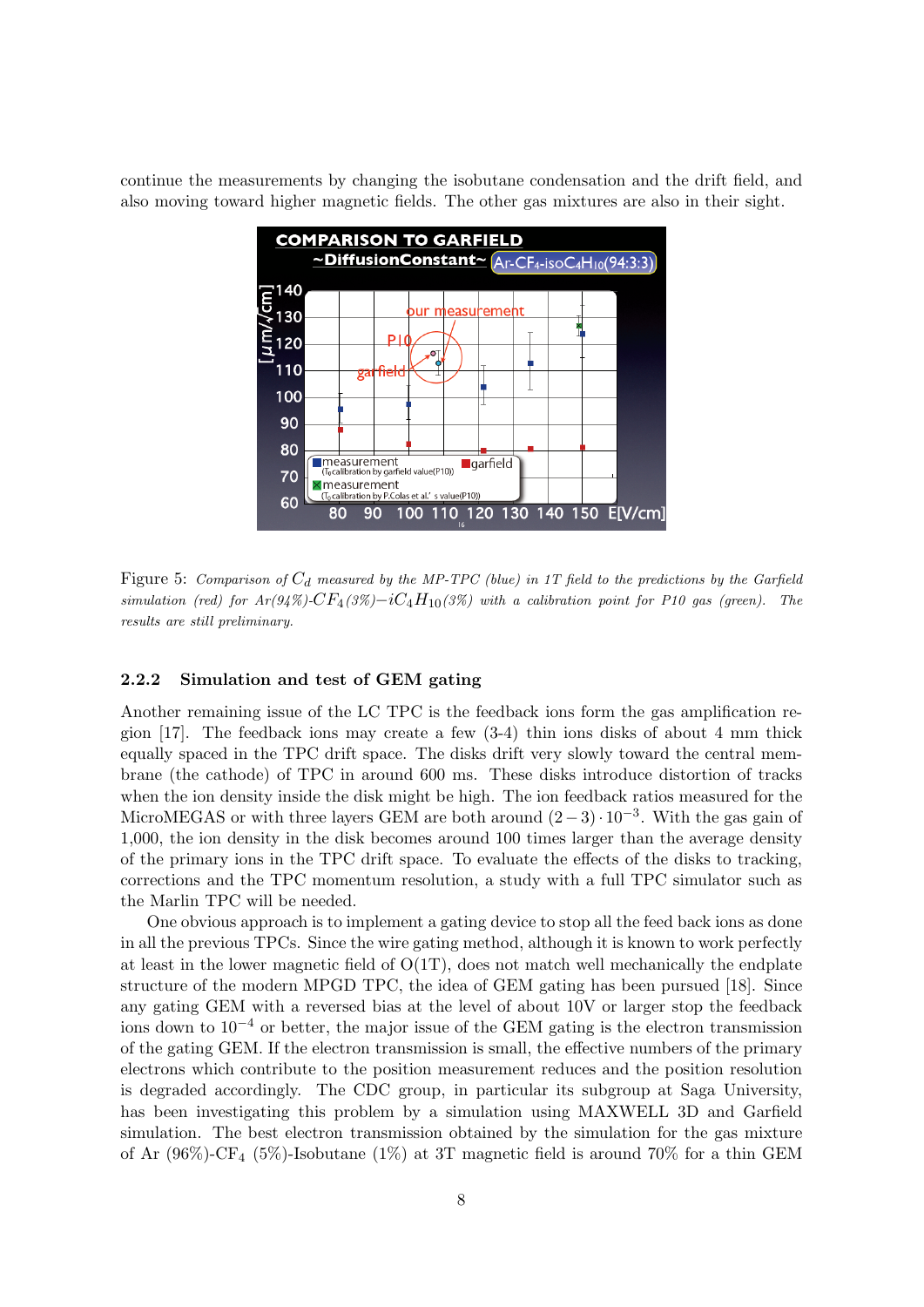continue the measurements by changing the isobutane condensation and the drift field, and also moving toward higher magnetic fields. The other gas mixtures are also in their sight.

Figure 5: *Comparison of $C_d$ measured by the MP-TPC (blue) in 1T field to the predictions by the Garfield simulation (red) for Ar(94%)-$CF_4$(3%)$-iC_4H_{10}$(3%) with a calibration point for P10 gas (green). The results are still preliminary.*

### 2.2.2 Simulation and test of GEM gating

Another remaining issue of the LC TPC is the feedback ions form the gas amplification region [17]. The feedback ions may create a few (3-4) thin ions disks of about 4 mm thick equally spaced in the TPC drift space. The disks drift very slowly toward the central membrane (the cathode) of TPC in around 600 ms. These disks introduce distortion of tracks when the ion density inside the disk might be high. The ion feedback ratios measured for the MicroMEGAS or with three layers GEM are both around $(2-3)\cdot 10^{-3}$. With the gas gain of 1,000, the ion density in the disk becomes around 100 times larger than the average density of the primary ions in the TPC drift space. To evaluate the effects of the disks to tracking, corrections and the TPC momentum resolution, a study with a full TPC simulator such as the Marlin TPC will be needed.

One obvious approach is to implement a gating device to stop all the feed back ions as done in all the previous TPCs. Since the wire gating method, although it is known to work perfectly at least in the lower magnetic field of O(1T), does not match well mechanically the endplate structure of the modern MPGD TPC, the idea of GEM gating has been pursued [18]. Since any gating GEM with a reversed bias at the level of about 10V or larger stop the feedback ions down to $10^{-4}$ or better, the major issue of the GEM gating is the electron transmission of the gating GEM. If the electron transmission is small, the effective numbers of the primary electrons which contribute to the position measurement reduces and the position resolution is degraded accordingly. The CDC group, in particular its subgroup at Saga University, has been investigating this problem by a simulation using MAXWELL 3D and Garfield simulation. The best electron transmission obtained by the simulation for the gas mixture of Ar (96%)-$CF_4$ (5%)-Isobutane (1%) at 3T magnetic field is around 70% for a thin GEM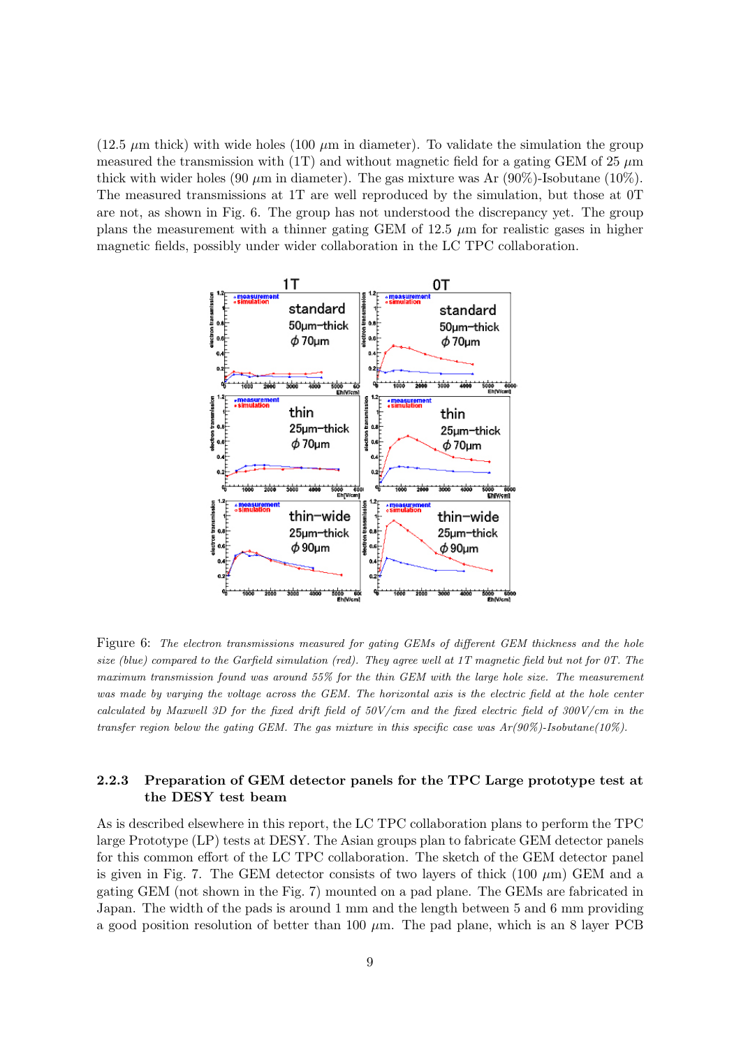(12.5 $\mu$m thick) with wide holes (100 $\mu$m in diameter). To validate the simulation the group measured the transmission with (1T) and without magnetic field for a gating GEM of 25 $\mu$m thick with wider holes (90 $\mu$m in diameter). The gas mixture was Ar (90%)-Isobutane (10%). The measured transmissions at 1T are well reproduced by the simulation, but those at 0T are not, as shown in Fig. 6. The group has not understood the discrepancy yet. The group plans the measurement with a thinner gating GEM of 12.5 $\mu$m for realistic gases in higher magnetic fields, possibly under wider collaboration in the LC TPC collaboration.

Figure 6: *The electron transmissions measured for gating GEMs of different GEM thickness and the hole size (blue) compared to the Garfield simulation (red). They agree well at 1T magnetic field but not for 0T. The maximum transmission found was around 55% for the thin GEM with the large hole size. The measurement was made by varying the voltage across the GEM. The horizontal axis is the electric field at the hole center calculated by Maxwell 3D for the fixed drift field of 50V/cm and the fixed electric field of 300V/cm in the transfer region below the gating GEM. The gas mixture in this specific case was Ar(90%)-Isobutane(10%).*

### 2.2.3 Preparation of GEM detector panels for the TPC Large prototype test at the DESY test beam

As is described elsewhere in this report, the LC TPC collaboration plans to perform the TPC large Prototype (LP) tests at DESY. The Asian groups plan to fabricate GEM detector panels for this common effort of the LC TPC collaboration. The sketch of the GEM detector panel is given in Fig. 7. The GEM detector consists of two layers of thick (100 $\mu$m) GEM and a gating GEM (not shown in the Fig. 7) mounted on a pad plane. The GEMs are fabricated in Japan. The width of the pads is around 1 mm and the length between 5 and 6 mm providing a good position resolution of better than 100 $\mu$m. The pad plane, which is an 8 layer PCB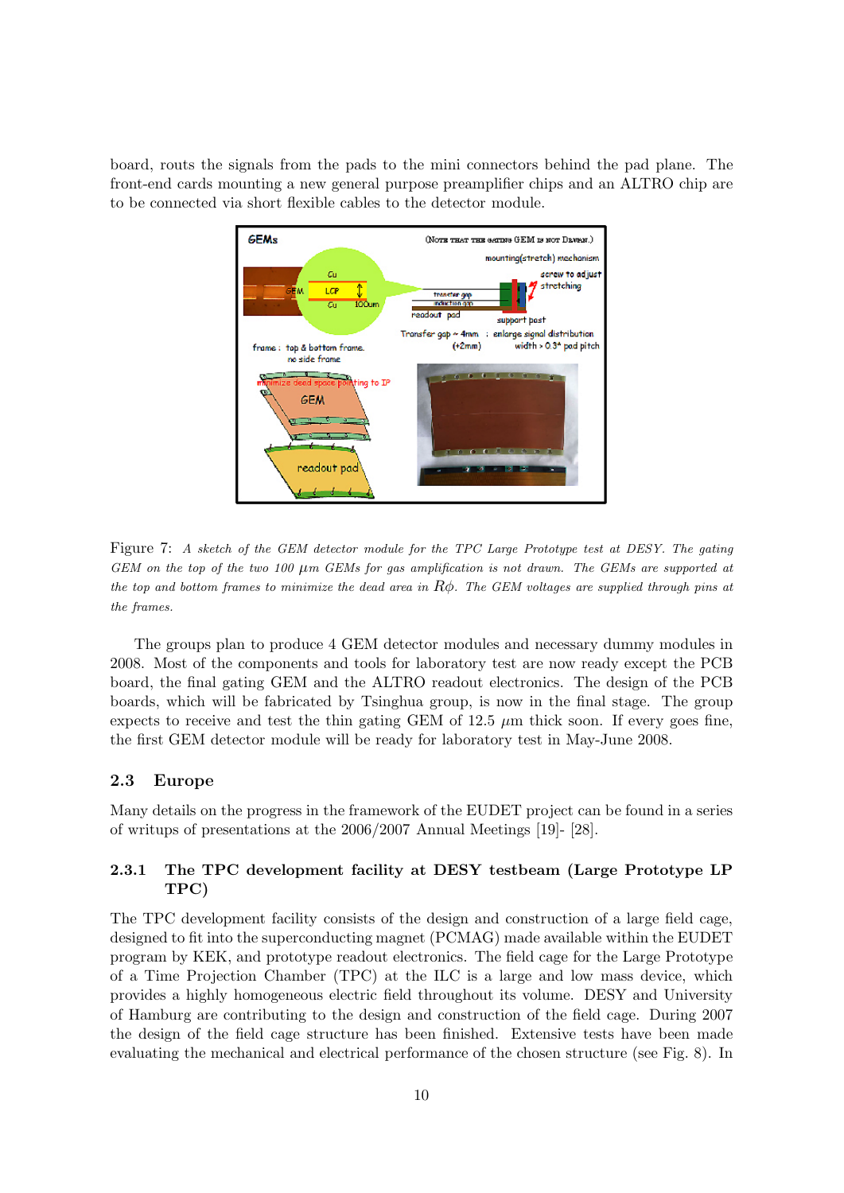board, routs the signals from the pads to the mini connectors behind the pad plane. The front-end cards mounting a new general purpose preamplifier chips and an ALTRO chip are to be connected via short flexible cables to the detector module.

Figure 7: *A sketch of the GEM detector module for the TPC Large Prototype test at DESY. The gating GEM on the top of the two 100 $\mu$m GEMs for gas amplification is not drawn. The GEMs are supported at the top and bottom frames to minimize the dead area in $R\phi$. The GEM voltages are supplied through pins at the frames.*

The groups plan to produce 4 GEM detector modules and necessary dummy modules in 2008. Most of the components and tools for laboratory test are now ready except the PCB board, the final gating GEM and the ALTRO readout electronics. The design of the PCB boards, which will be fabricated by Tsinghua group, is now in the final stage. The group expects to receive and test the thin gating GEM of 12.5 $\mu$m thick soon. If every goes fine, the first GEM detector module will be ready for laboratory test in May-June 2008.

### 2.3 Europe

Many details on the progress in the framework of the EUDET project can be found in a series of writups of presentations at the 2006/2007 Annual Meetings [19]- [28].

#### 2.3.1 The TPC development facility at DESY testbeam (Large Prototype LP TPC)

The TPC development facility consists of the design and construction of a large field cage, designed to fit into the superconducting magnet (PCMAG) made available within the EUDET program by KEK, and prototype readout electronics. The field cage for the Large Prototype of a Time Projection Chamber (TPC) at the ILC is a large and low mass device, which provides a highly homogeneous electric field throughout its volume. DESY and University of Hamburg are contributing to the design and construction of the field cage. During 2007 the design of the field cage structure has been finished. Extensive tests have been made evaluating the mechanical and electrical performance of the chosen structure (see Fig. 8). In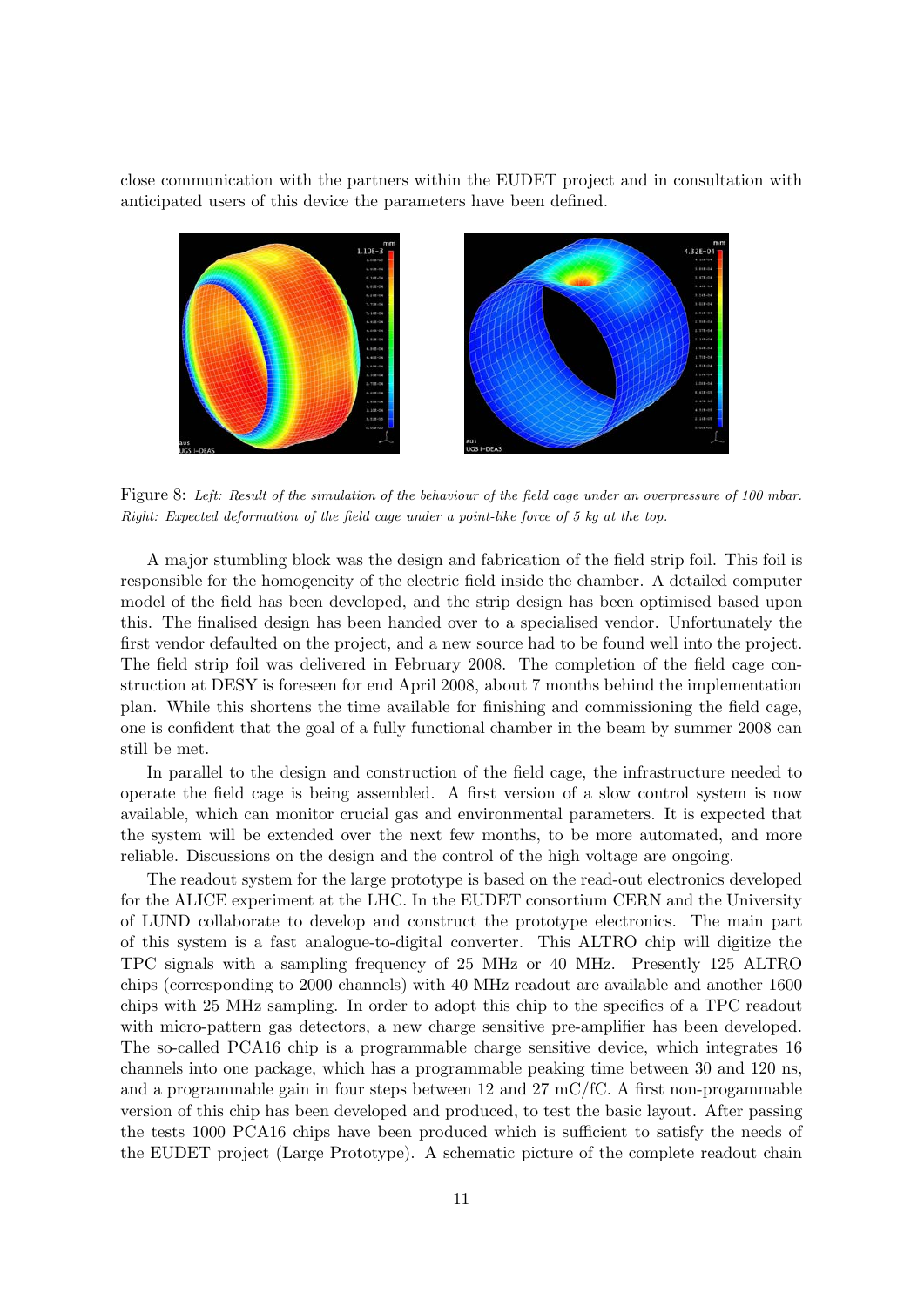close communication with the partners within the EUDET project and in consultation with anticipated users of this device the parameters have been defined.

Figure 8: *Left: Result of the simulation of the behaviour of the field cage under an overpressure of 100 mbar. Right: Expected deformation of the field cage under a point-like force of 5 kg at the top.*

A major stumbling block was the design and fabrication of the field strip foil. This foil is responsible for the homogeneity of the electric field inside the chamber. A detailed computer model of the field has been developed, and the strip design has been optimised based upon this. The finalised design has been handed over to a specialised vendor. Unfortunately the first vendor defaulted on the project, and a new source had to be found well into the project. The field strip foil was delivered in February 2008. The completion of the field cage construction at DESY is foreseen for end April 2008, about 7 months behind the implementation plan. While this shortens the time available for finishing and commissioning the field cage, one is confident that the goal of a fully functional chamber in the beam by summer 2008 can still be met.

In parallel to the design and construction of the field cage, the infrastructure needed to operate the field cage is being assembled. A first version of a slow control system is now available, which can monitor crucial gas and environmental parameters. It is expected that the system will be extended over the next few months, to be more automated, and more reliable. Discussions on the design and the control of the high voltage are ongoing.

The readout system for the large prototype is based on the read-out electronics developed for the ALICE experiment at the LHC. In the EUDET consortium CERN and the University of LUND collaborate to develop and construct the prototype electronics. The main part of this system is a fast analogue-to-digital converter. This ALTRO chip will digitize the TPC signals with a sampling frequency of 25 MHz or 40 MHz. Presently 125 ALTRO chips (corresponding to 2000 channels) with 40 MHz readout are available and another 1600 chips with 25 MHz sampling. In order to adopt this chip to the specifics of a TPC readout with micro-pattern gas detectors, a new charge sensitive pre-amplifier has been developed. The so-called PCA16 chip is a programmable charge sensitive device, which integrates 16 channels into one package, which has a programmable peaking time between 30 and 120 ns, and a programmable gain in four steps between 12 and 27 mC/fC. A first non-progammable version of this chip has been developed and produced, to test the basic layout. After passing the tests 1000 PCA16 chips have been produced which is sufficient to satisfy the needs of the EUDET project (Large Prototype). A schematic picture of the complete readout chain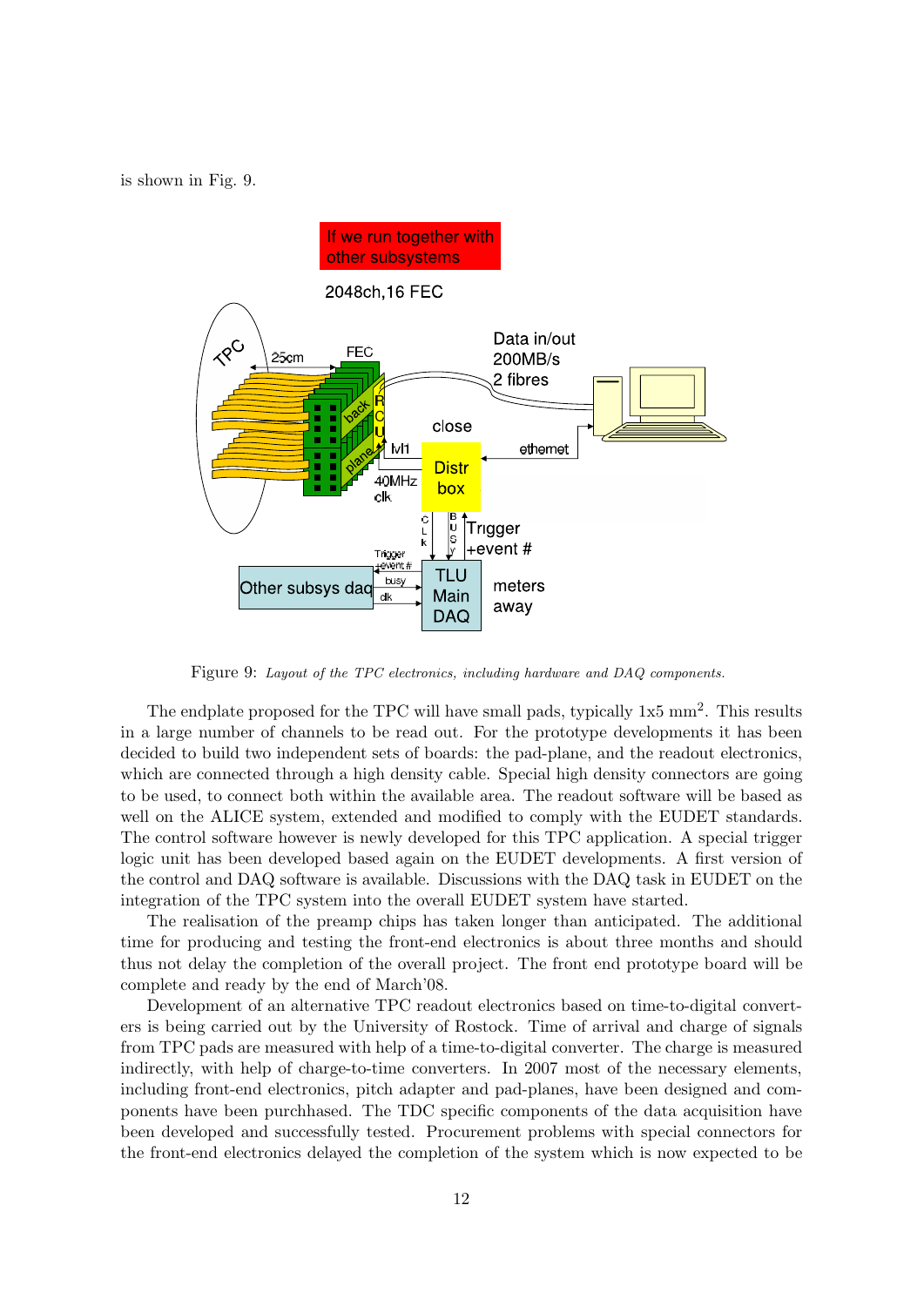is shown in Fig. 9.

Figure 9: *Layout of the TPC electronics, including hardware and DAQ components.*

The endplate proposed for the TPC will have small pads, typically 1x5 mm$^2$. This results in a large number of channels to be read out. For the prototype developments it has been decided to build two independent sets of boards: the pad-plane, and the readout electronics, which are connected through a high density cable. Special high density connectors are going to be used, to connect both within the available area. The readout software will be based as well on the ALICE system, extended and modified to comply with the EUDET standards. The control software however is newly developed for this TPC application. A special trigger logic unit has been developed based again on the EUDET developments. A first version of the control and DAQ software is available. Discussions with the DAQ task in EUDET on the integration of the TPC system into the overall EUDET system have started.

The realisation of the preamp chips has taken longer than anticipated. The additional time for producing and testing the front-end electronics is about three months and should thus not delay the completion of the overall project. The front end prototype board will be complete and ready by the end of March'08.

Development of an alternative TPC readout electronics based on time-to-digital converters is being carried out by the University of Rostock. Time of arrival and charge of signals from TPC pads are measured with help of a time-to-digital converter. The charge is measured indirectly, with help of charge-to-time converters. In 2007 most of the necessary elements, including front-end electronics, pitch adapter and pad-planes, have been designed and components have been purchhased. The TDC specific components of the data acquisition have been developed and successfully tested. Procurement problems with special connectors for the front-end electronics delayed the completion of the system which is now expected to be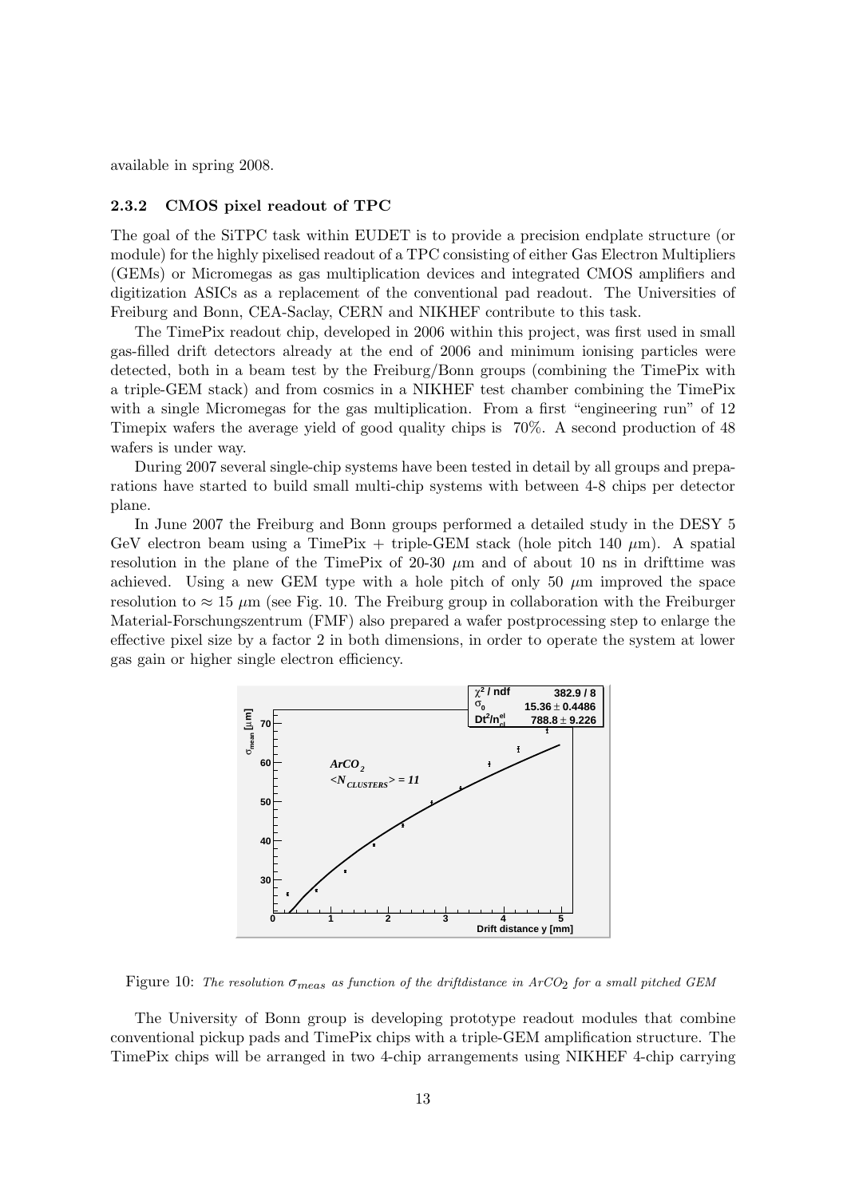available in spring 2008.

### 2.3.2 CMOS pixel readout of TPC

The goal of the SiTPC task within EUDET is to provide a precision endplate structure (or module) for the highly pixelised readout of a TPC consisting of either Gas Electron Multipliers (GEMs) or Micromegas as gas multiplication devices and integrated CMOS amplifiers and digitization ASICs as a replacement of the conventional pad readout. The Universities of Freiburg and Bonn, CEA-Saclay, CERN and NIKHEF contribute to this task.

The TimePix readout chip, developed in 2006 within this project, was first used in small gas-filled drift detectors already at the end of 2006 and minimum ionising particles were detected, both in a beam test by the Freiburg/Bonn groups (combining the TimePix with a triple-GEM stack) and from cosmics in a NIKHEF test chamber combining the TimePix with a single Micromegas for the gas multiplication. From a first "engineering run" of 12 Timepix wafers the average yield of good quality chips is 70%. A second production of 48 wafers is under way.

During 2007 several single-chip systems have been tested in detail by all groups and preparations have started to build small multi-chip systems with between 4-8 chips per detector plane.

In June 2007 the Freiburg and Bonn groups performed a detailed study in the DESY 5 GeV electron beam using a TimePix + triple-GEM stack (hole pitch 140 $\mu$m). A spatial resolution in the plane of the TimePix of 20-30 $\mu$m and of about 10 ns in drifttime was achieved. Using a new GEM type with a hole pitch of only 50 $\mu$m improved the space resolution to $\approx 15$ $\mu$m (see Fig. 10. The Freiburg group in collaboration with the Freiburger Material-Forschungszentrum (FMF) also prepared a wafer postprocessing step to enlarge the effective pixel size by a factor 2 in both dimensions, in order to operate the system at lower gas gain or higher single electron efficiency.

Figure 10: *The resolution $\sigma_{meas}$ as function of the driftdistance in $ArCO_2$ for a small pitched GEM*

The University of Bonn group is developing prototype readout modules that combine conventional pickup pads and TimePix chips with a triple-GEM amplification structure. The TimePix chips will be arranged in two 4-chip arrangements using NIKHEF 4-chip carrying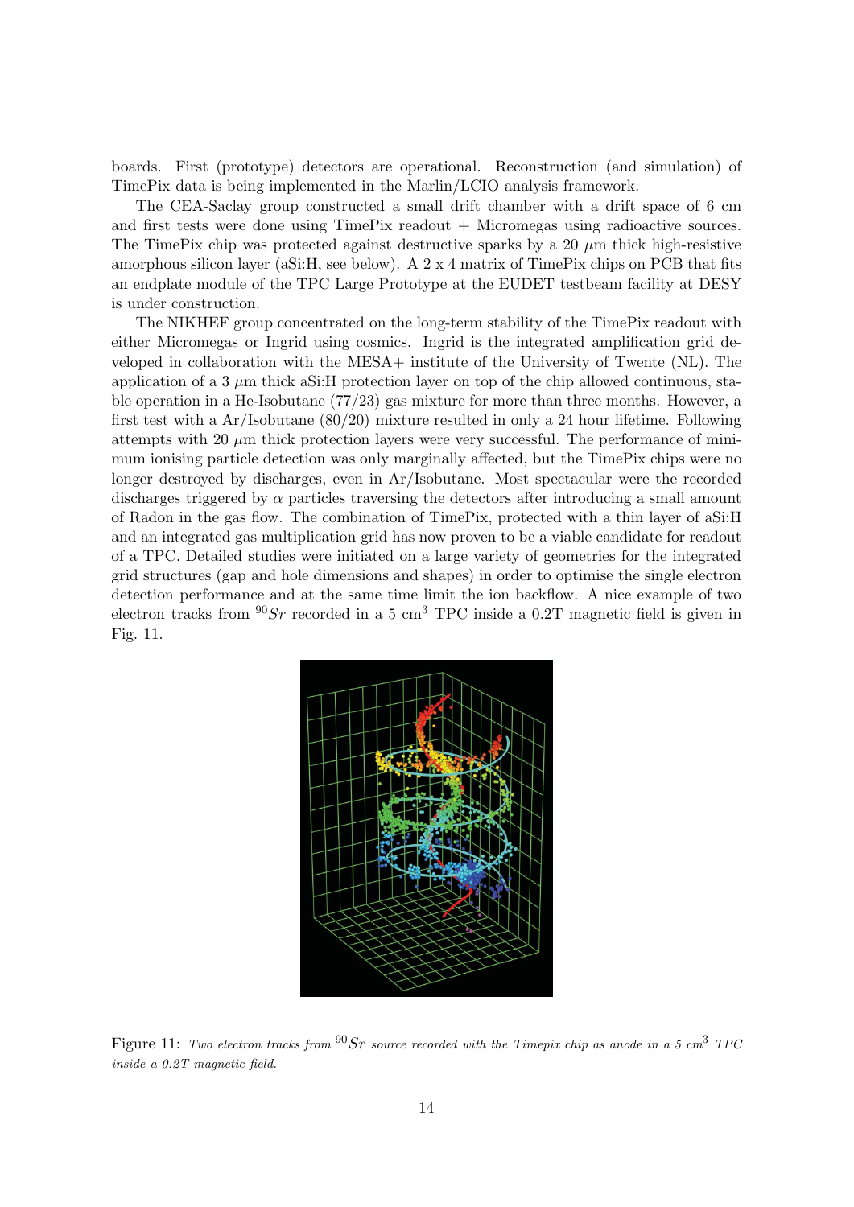boards. First (prototype) detectors are operational. Reconstruction (and simulation) of TimePix data is being implemented in the Marlin/LCIO analysis framework.

The CEA-Saclay group constructed a small drift chamber with a drift space of 6 cm and first tests were done using TimePix readout + Micromegas using radioactive sources. The TimePix chip was protected against destructive sparks by a 20 $\mu$m thick high-resistive amorphous silicon layer (aSi:H, see below). A 2 x 4 matrix of TimePix chips on PCB that fits an endplate module of the TPC Large Prototype at the EUDET testbeam facility at DESY is under construction.

The NIKHEF group concentrated on the long-term stability of the TimePix readout with either Micromegas or Ingrid using cosmics. Ingrid is the integrated amplification grid developed in collaboration with the MESA+ institute of the University of Twente (NL). The application of a 3 $\mu$m thick aSi:H protection layer on top of the chip allowed continuous, stable operation in a He-Isobutane (77/23) gas mixture for more than three months. However, a first test with a Ar/Isobutane (80/20) mixture resulted in only a 24 hour lifetime. Following attempts with 20 $\mu$m thick protection layers were very successful. The performance of minimum ionising particle detection was only marginally affected, but the TimePix chips were no longer destroyed by discharges, even in Ar/Isobutane. Most spectacular were the recorded discharges triggered by $\alpha$ particles traversing the detectors after introducing a small amount of Radon in the gas flow. The combination of TimePix, protected with a thin layer of aSi:H and an integrated gas multiplication grid has now proven to be a viable candidate for readout of a TPC. Detailed studies were initiated on a large variety of geometries for the integrated grid structures (gap and hole dimensions and shapes) in order to optimise the single electron detection performance and at the same time limit the ion backflow. A nice example of two electron tracks from $^{90}Sr$ recorded in a 5 cm$^3$ TPC inside a 0.2T magnetic field is given in Fig. 11.

Figure 11: *Two electron tracks from $^{90}Sr$ source recorded with the Timepix chip as anode in a 5 cm$^3$ TPC inside a 0.2T magnetic field.*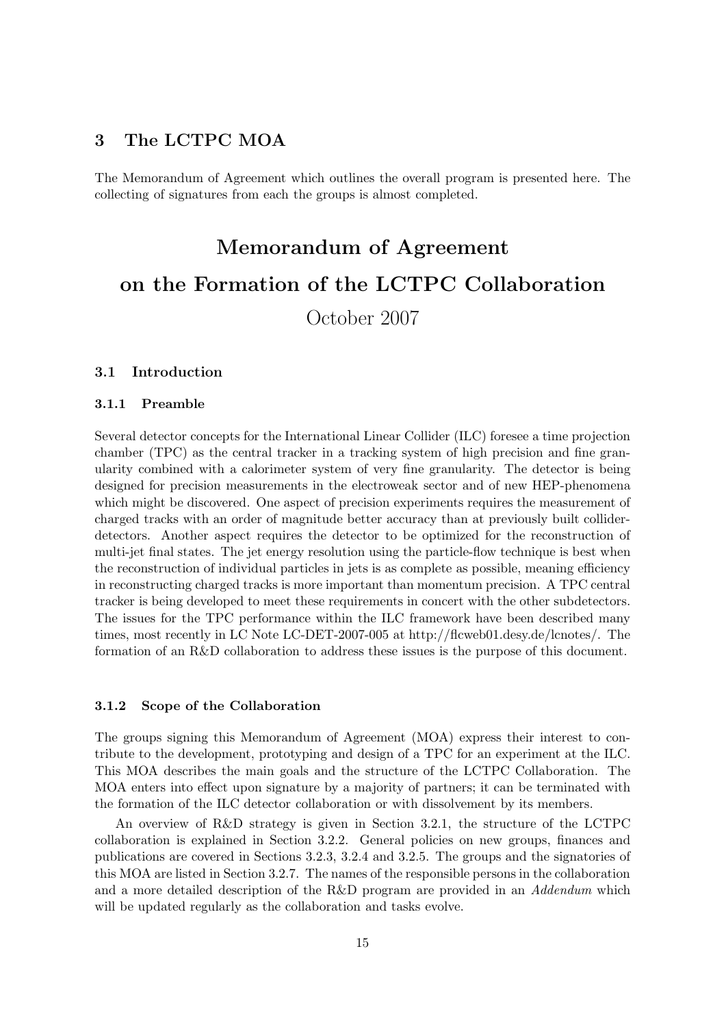## 3 The LCTPC MOA

The Memorandum of Agreement which outlines the overall program is presented here. The collecting of signatures from each the groups is almost completed.

# Memorandum of Agreement on the Formation of the LCTPC Collaboration

October 2007

### 3.1 Introduction

#### 3.1.1 Preamble

Several detector concepts for the International Linear Collider (ILC) foresee a time projection chamber (TPC) as the central tracker in a tracking system of high precision and fine granularity combined with a calorimeter system of very fine granularity. The detector is being designed for precision measurements in the electroweak sector and of new HEP-phenomena which might be discovered. One aspect of precision experiments requires the measurement of charged tracks with an order of magnitude better accuracy than at previously built collider-detectors. Another aspect requires the detector to be optimized for the reconstruction of multi-jet final states. The jet energy resolution using the particle-flow technique is best when the reconstruction of individual particles in jets is as complete as possible, meaning efficiency in reconstructing charged tracks is more important than momentum precision. A TPC central tracker is being developed to meet these requirements in concert with the other subdetectors. The issues for the TPC performance within the ILC framework have been described many times, most recently in LC Note LC-DET-2007-005 at http://flcweb01.desy.de/lcnotes/. The formation of an R&D collaboration to address these issues is the purpose of this document.

#### 3.1.2 Scope of the Collaboration

The groups signing this Memorandum of Agreement (MOA) express their interest to contribute to the development, prototyping and design of a TPC for an experiment at the ILC. This MOA describes the main goals and the structure of the LCTPC Collaboration. The MOA enters into effect upon signature by a majority of partners; it can be terminated with the formation of the ILC detector collaboration or with dissolvement by its members.

An overview of R&D strategy is given in Section 3.2.1, the structure of the LCTPC collaboration is explained in Section 3.2.2. General policies on new groups, finances and publications are covered in Sections 3.2.3, 3.2.4 and 3.2.5. The groups and the signatories of this MOA are listed in Section 3.2.7. The names of the responsible persons in the collaboration and a more detailed description of the R&D program are provided in an *Addendum* which will be updated regularly as the collaboration and tasks evolve.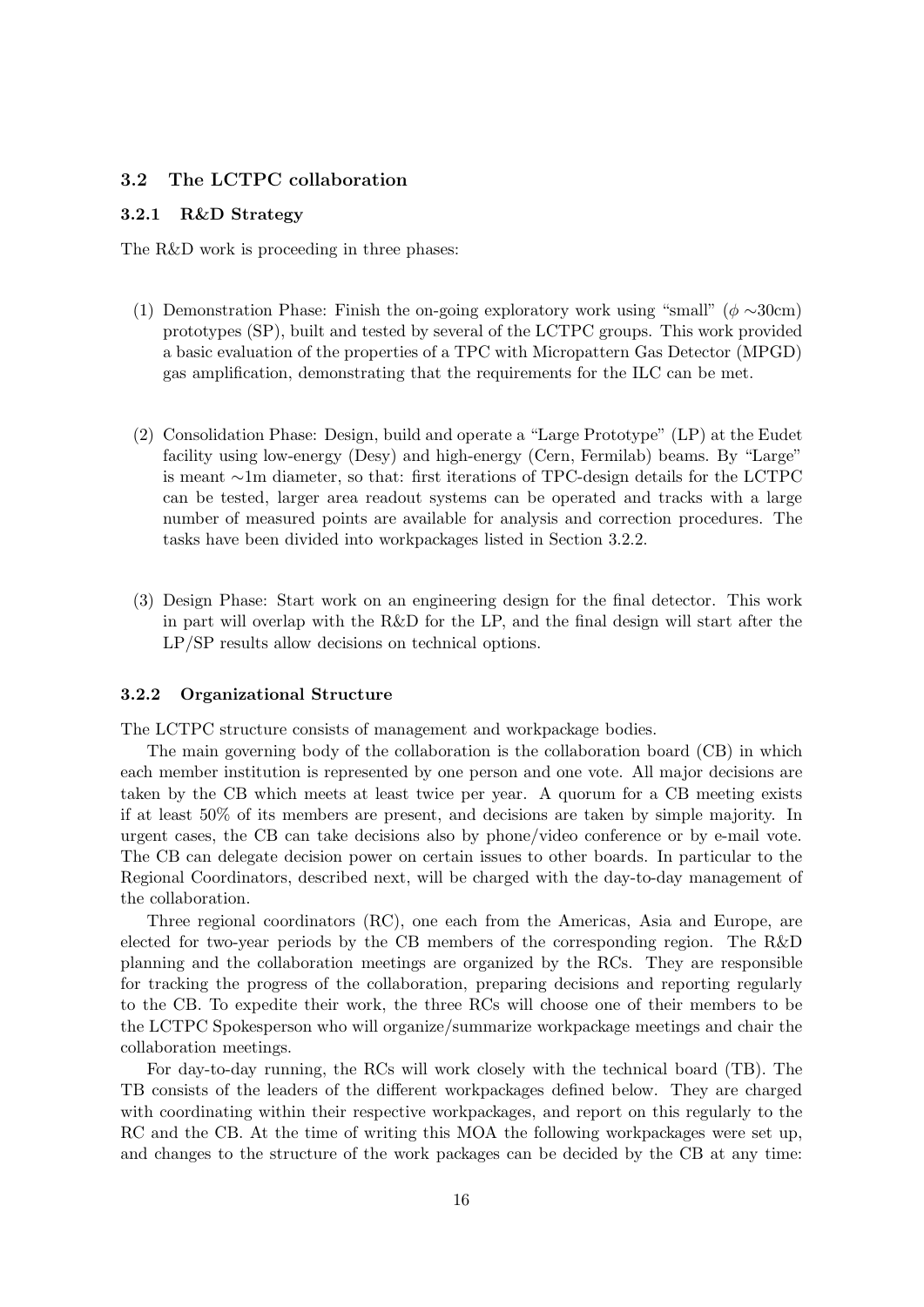### 3.2 The LCTPC collaboration

#### 3.2.1 R&D Strategy

The R&D work is proceeding in three phases:

(1) Demonstration Phase: Finish the on-going exploratory work using "small" ($\phi \sim$30cm) prototypes (SP), built and tested by several of the LCTPC groups. This work provided a basic evaluation of the properties of a TPC with Micropattern Gas Detector (MPGD) gas amplification, demonstrating that the requirements for the ILC can be met.

(2) Consolidation Phase: Design, build and operate a "Large Prototype" (LP) at the Eudet facility using low-energy (Desy) and high-energy (Cern, Fermilab) beams. By "Large" is meant $\sim$1m diameter, so that: first iterations of TPC-design details for the LCTPC can be tested, larger area readout systems can be operated and tracks with a large number of measured points are available for analysis and correction procedures. The tasks have been divided into workpackages listed in Section 3.2.2.

(3) Design Phase: Start work on an engineering design for the final detector. This work in part will overlap with the R&D for the LP, and the final design will start after the LP/SP results allow decisions on technical options.

#### 3.2.2 Organizational Structure

The LCTPC structure consists of management and workpackage bodies.

The main governing body of the collaboration is the collaboration board (CB) in which each member institution is represented by one person and one vote. All major decisions are taken by the CB which meets at least twice per year. A quorum for a CB meeting exists if at least 50% of its members are present, and decisions are taken by simple majority. In urgent cases, the CB can take decisions also by phone/video conference or by e-mail vote. The CB can delegate decision power on certain issues to other boards. In particular to the Regional Coordinators, described next, will be charged with the day-to-day management of the collaboration.

Three regional coordinators (RC), one each from the Americas, Asia and Europe, are elected for two-year periods by the CB members of the corresponding region. The R&D planning and the collaboration meetings are organized by the RCs. They are responsible for tracking the progress of the collaboration, preparing decisions and reporting regularly to the CB. To expedite their work, the three RCs will choose one of their members to be the LCTPC Spokesperson who will organize/summarize workpackage meetings and chair the collaboration meetings.

For day-to-day running, the RCs will work closely with the technical board (TB). The TB consists of the leaders of the different workpackages defined below. They are charged with coordinating within their respective workpackages, and report on this regularly to the RC and the CB. At the time of writing this MOA the following workpackages were set up, and changes to the structure of the work packages can be decided by the CB at any time: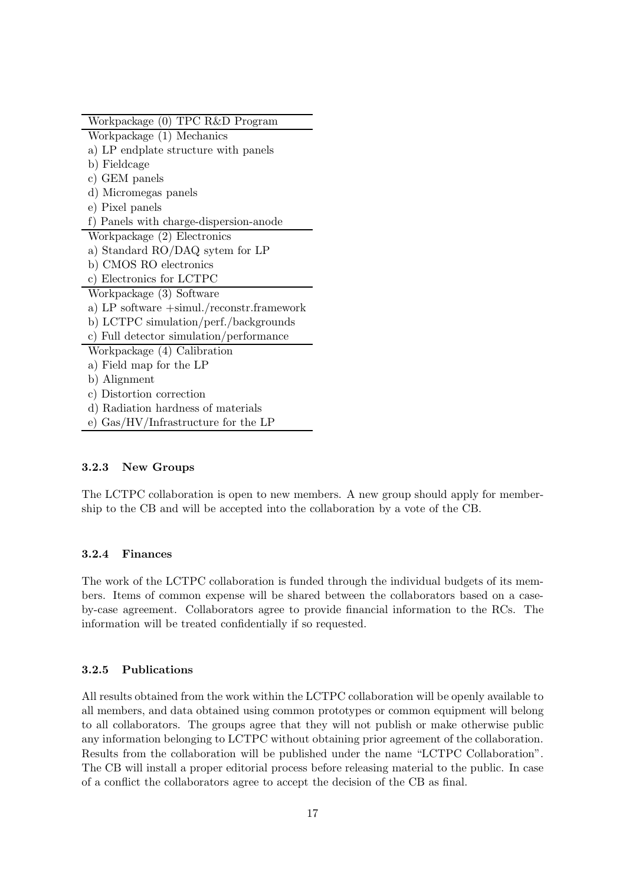| Workpackage (0) TPC R&D Program |
|---|
| Workpackage (1) Mechanics |
| a) LP endplate structure with panels |
| b) Fieldcage |
| c) GEM panels |
| d) Micromegas panels |
| e) Pixel panels |
| f) Panels with charge-dispersion-anode |
| Workpackage (2) Electronics |
| a) Standard RO/DAQ sytem for LP |
| b) CMOS RO electronics |
| c) Electronics for LCTPC |
| Workpackage (3) Software |
| a) LP software +simul./reconstr.framework |
| b) LCTPC simulation/perf./backgrounds |
| c) Full detector simulation/performance |
| Workpackage (4) Calibration |
| a) Field map for the LP |
| b) Alignment |
| c) Distortion correction |
| d) Radiation hardness of materials |
| e) Gas/HV/Infrastructure for the LP |

### 3.2.3 New Groups

The LCTPC collaboration is open to new members. A new group should apply for membership to the CB and will be accepted into the collaboration by a vote of the CB.

### 3.2.4 Finances

The work of the LCTPC collaboration is funded through the individual budgets of its members. Items of common expense will be shared between the collaborators based on a case-by-case agreement. Collaborators agree to provide financial information to the RCs. The information will be treated confidentially if so requested.

### 3.2.5 Publications

All results obtained from the work within the LCTPC collaboration will be openly available to all members, and data obtained using common prototypes or common equipment will belong to all collaborators. The groups agree that they will not publish or make otherwise public any information belonging to LCTPC without obtaining prior agreement of the collaboration. Results from the collaboration will be published under the name "LCTPC Collaboration". The CB will install a proper editorial process before releasing material to the public. In case of a conflict the collaborators agree to accept the decision of the CB as final.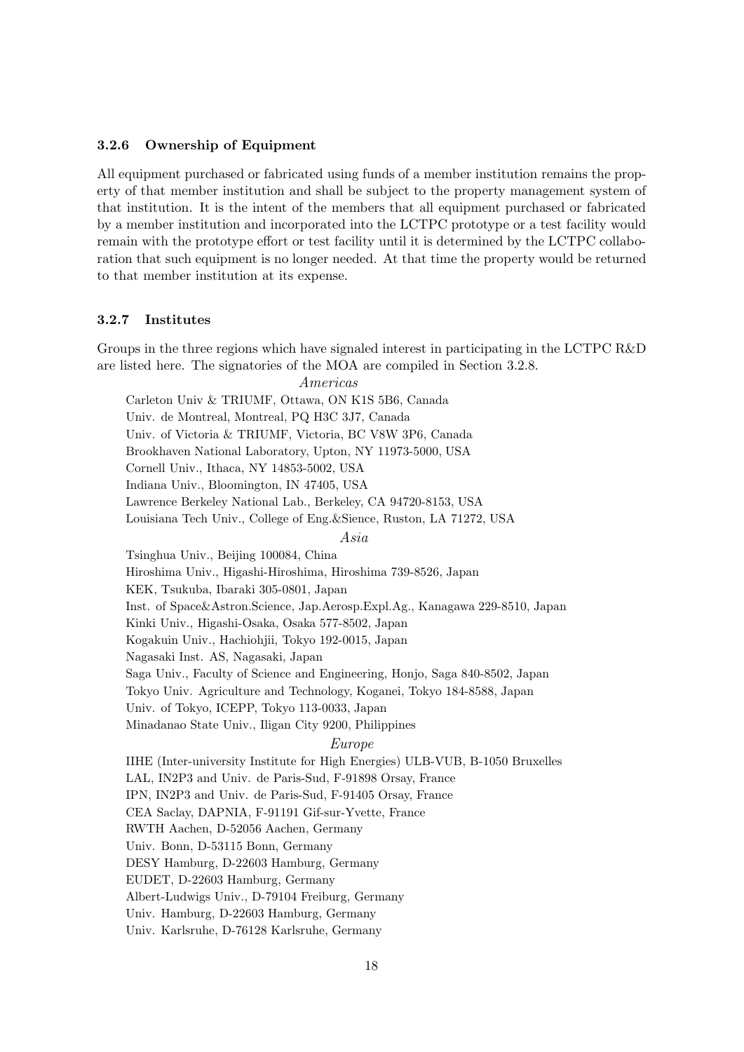### 3.2.6 Ownership of Equipment

All equipment purchased or fabricated using funds of a member institution remains the property of that member institution and shall be subject to the property management system of that institution. It is the intent of the members that all equipment purchased or fabricated by a member institution and incorporated into the LCTPC prototype or a test facility would remain with the prototype effort or test facility until it is determined by the LCTPC collaboration that such equipment is no longer needed. At that time the property would be returned to that member institution at its expense.

### 3.2.7 Institutes

Groups in the three regions which have signaled interest in participating in the LCTPC R&D are listed here. The signatories of the MOA are compiled in Section 3.2.8.

*Americas*

Carleton Univ & TRIUMF, Ottawa, ON K1S 5B6, Canada
Univ. de Montreal, Montreal, PQ H3C 3J7, Canada
Univ. of Victoria & TRIUMF, Victoria, BC V8W 3P6, Canada
Brookhaven National Laboratory, Upton, NY 11973-5000, USA
Cornell Univ., Ithaca, NY 14853-5002, USA
Indiana Univ., Bloomington, IN 47405, USA
Lawrence Berkeley National Lab., Berkeley, CA 94720-8153, USA
Louisiana Tech Univ., College of Eng.&Sience, Ruston, LA 71272, USA

*Asia*

Tsinghua Univ., Beijing 100084, China
Hiroshima Univ., Higashi-Hiroshima, Hiroshima 739-8526, Japan
KEK, Tsukuba, Ibaraki 305-0801, Japan
Inst. of Space&Astron.Science, Jap.Aerosp.Expl.Ag., Kanagawa 229-8510, Japan
Kinki Univ., Higashi-Osaka, Osaka 577-8502, Japan
Kogakuin Univ., Hachiohjii, Tokyo 192-0015, Japan
Nagasaki Inst. AS, Nagasaki, Japan
Saga Univ., Faculty of Science and Engineering, Honjo, Saga 840-8502, Japan
Tokyo Univ. Agriculture and Technology, Koganei, Tokyo 184-8588, Japan
Univ. of Tokyo, ICEPP, Tokyo 113-0033, Japan
Minadanao State Univ., Iligan City 9200, Philippines

*Europe*

IIHE (Inter-university Institute for High Energies) ULB-VUB, B-1050 Bruxelles
LAL, IN2P3 and Univ. de Paris-Sud, F-91898 Orsay, France
IPN, IN2P3 and Univ. de Paris-Sud, F-91405 Orsay, France
CEA Saclay, DAPNIA, F-91191 Gif-sur-Yvette, France
RWTH Aachen, D-52056 Aachen, Germany
Univ. Bonn, D-53115 Bonn, Germany
DESY Hamburg, D-22603 Hamburg, Germany
EUDET, D-22603 Hamburg, Germany
Albert-Ludwigs Univ., D-79104 Freiburg, Germany
Univ. Hamburg, D-22603 Hamburg, Germany
Univ. Karlsruhe, D-76128 Karlsruhe, Germany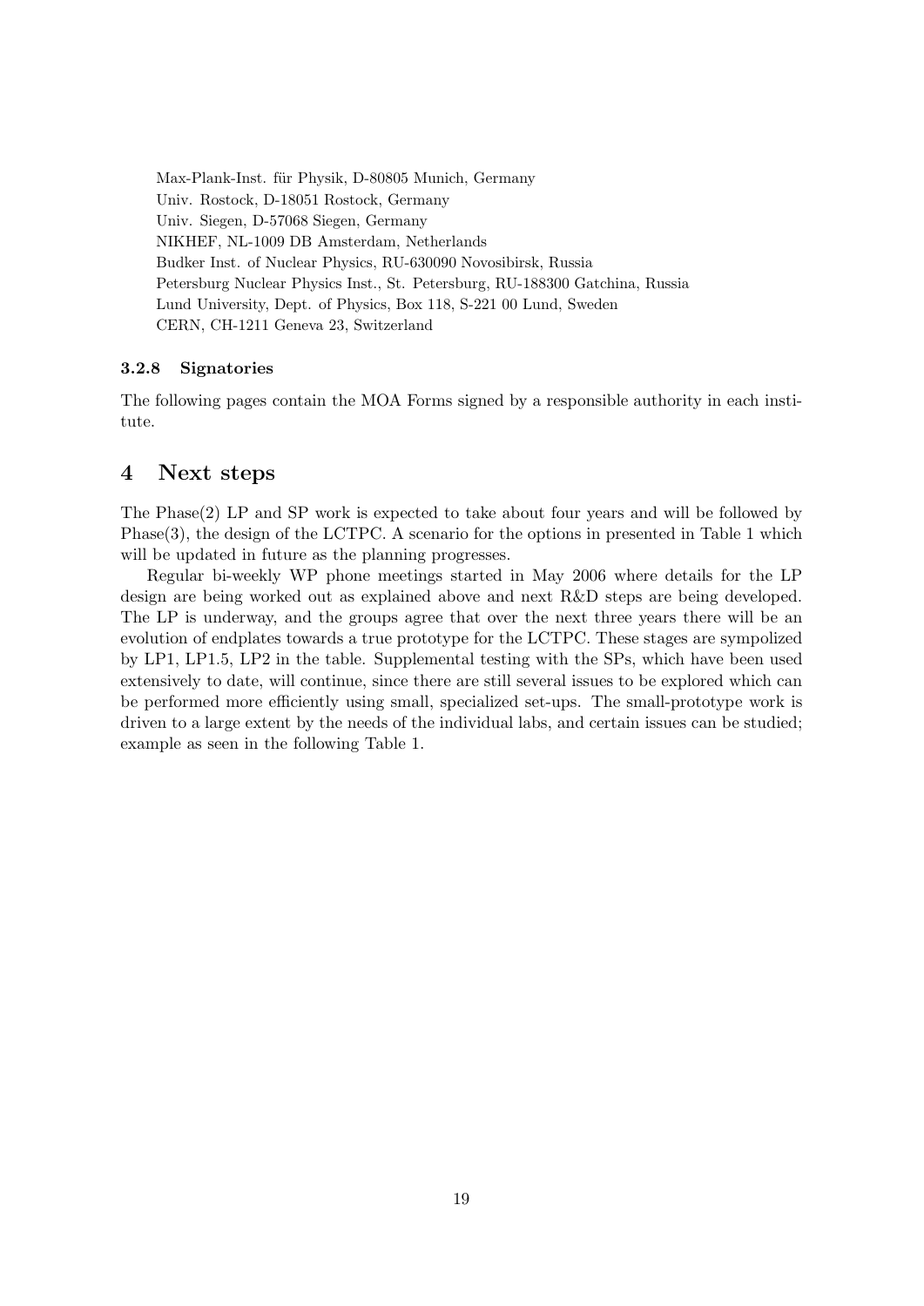Max-Plank-Inst. für Physik, D-80805 Munich, Germany
Univ. Rostock, D-18051 Rostock, Germany
Univ. Siegen, D-57068 Siegen, Germany
NIKHEF, NL-1009 DB Amsterdam, Netherlands
Budker Inst. of Nuclear Physics, RU-630090 Novosibirsk, Russia
Petersburg Nuclear Physics Inst., St. Petersburg, RU-188300 Gatchina, Russia
Lund University, Dept. of Physics, Box 118, S-221 00 Lund, Sweden
CERN, CH-1211 Geneva 23, Switzerland

### 3.2.8 Signatories

The following pages contain the MOA Forms signed by a responsible authority in each institute.

# 4 Next steps

The Phase(2) LP and SP work is expected to take about four years and will be followed by Phase(3), the design of the LCTPC. A scenario for the options in presented in Table 1 which will be updated in future as the planning progresses.

Regular bi-weekly WP phone meetings started in May 2006 where details for the LP design are being worked out as explained above and next R&D steps are being developed. The LP is underway, and the groups agree that over the next three years there will be an evolution of endplates towards a true prototype for the LCTPC. These stages are sympolized by LP1, LP1.5, LP2 in the table. Supplemental testing with the SPs, which have been used extensively to date, will continue, since there are still several issues to be explored which can be performed more efficiently using small, specialized set-ups. The small-prototype work is driven to a large extent by the needs of the individual labs, and certain issues can be studied; example as seen in the following Table 1.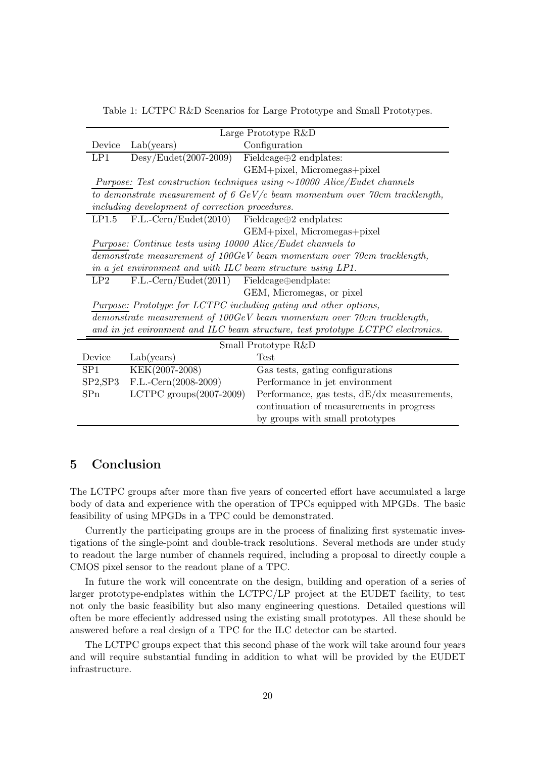Table 1: LCTPC R&D Scenarios for Large Prototype and Small Prototypes.

| Large Prototype R&D | | |
|---|---|---|
| Device | Lab(years) | Configuration |
| LP1 | Desy/Eudet(2007-2009) | Fieldcage⊕2 endplates: GEM+pixel, Micromegas+pixel |
| *Purpose: Test construction techniques using ∼10000 Alice/Eudet channels to demonstrate measurement of 6 GeV/c beam momentum over 70cm tracklength, including development of correction procedures.* | | |
| LP1.5 | F.L.-Cern/Eudet(2010) | Fieldcage⊕2 endplates: GEM+pixel, Micromegas+pixel |
| *Purpose: Continue tests using 10000 Alice/Eudet channels to demonstrate measurement of 100GeV beam momentum over 70cm tracklength, in a jet environment and with ILC beam structure using LP1.* | | |
| LP2 | F.L.-Cern/Eudet(2011) | Fieldcage⊕endplate: GEM, Micromegas, or pixel |
| *Purpose: Prototype for LCTPC including gating and other options, demonstrate measurement of 100GeV beam momentum over 70cm tracklength, and in jet evironment and ILC beam structure, test prototype LCTPC electronics.* | | |

| Small Prototype R&D | | |
|---|---|---|
| Device | Lab(years) | Test |
| SP1 | KEK(2007-2008) | Gas tests, gating configurations |
| SP2,SP3 | F.L.-Cern(2008-2009) | Performance in jet environment |
| SPn | LCTPC groups(2007-2009) | Performance, gas tests, dE/dx measurements, continuation of measurements in progress by groups with small prototypes |

## 5 Conclusion

The LCTPC groups after more than five years of concerted effort have accumulated a large body of data and experience with the operation of TPCs equipped with MPGDs. The basic feasibility of using MPGDs in a TPC could be demonstrated.

Currently the participating groups are in the process of finalizing first systematic investigations of the single-point and double-track resolutions. Several methods are under study to readout the large number of channels required, including a proposal to directly couple a CMOS pixel sensor to the readout plane of a TPC.

In future the work will concentrate on the design, building and operation of a series of larger prototype-endplates within the LCTPC/LP project at the EUDET facility, to test not only the basic feasibility but also many engineering questions. Detailed questions will often be more effeciently addressed using the existing small prototypes. All these should be answered before a real design of a TPC for the ILC detector can be started.

The LCTPC groups expect that this second phase of the work will take around four years and will require substantial funding in addition to what will be provided by the EUDET infrastructure.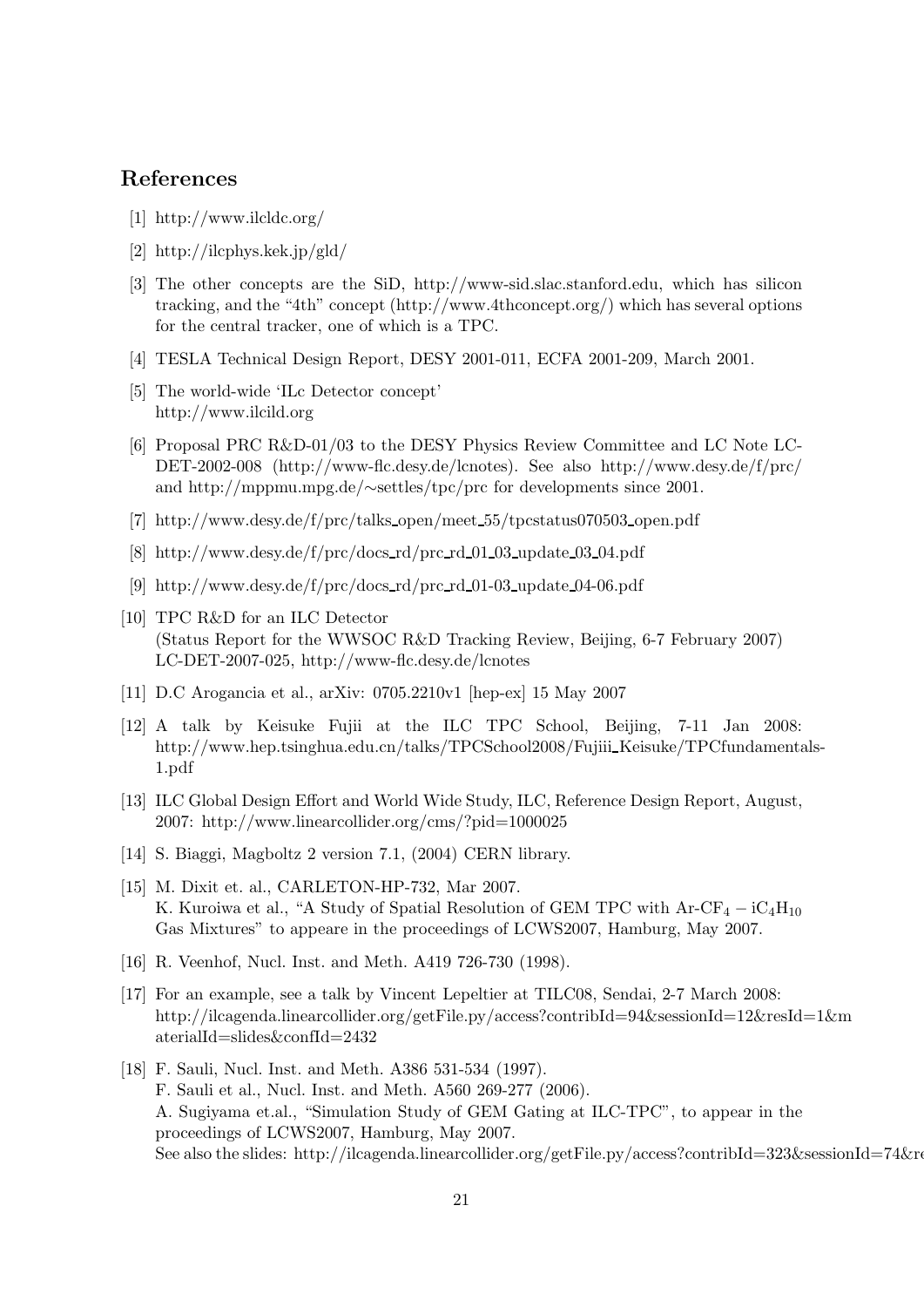## References

[1] http://www.ilcldc.org/

[2] http://ilcphys.kek.jp/gld/

[3] The other concepts are the SiD, http://www-sid.slac.stanford.edu, which has silicon tracking, and the "4th" concept (http://www.4thconcept.org/) which has several options for the central tracker, one of which is a TPC.

[4] TESLA Technical Design Report, DESY 2001-011, ECFA 2001-209, March 2001.

[5] The world-wide 'ILc Detector concept' http://www.ilcild.org

[6] Proposal PRC R&D-01/03 to the DESY Physics Review Committee and LC Note LC-DET-2002-008 (http://www-flc.desy.de/lcnotes). See also http://www.desy.de/f/prc/ and http://mppmu.mpg.de/∼settles/tpc/prc for developments since 2001.

[7] http://www.desy.de/f/prc/talks_open/meet_55/tpcstatus070503_open.pdf

[8] http://www.desy.de/f/prc/docs_rd/prc_rd_01_03_update_03_04.pdf

[9] http://www.desy.de/f/prc/docs_rd/prc_rd_01-03_update_04-06.pdf

[10] TPC R&D for an ILC Detector (Status Report for the WWSOC R&D Tracking Review, Beijing, 6-7 February 2007) LC-DET-2007-025, http://www-flc.desy.de/lcnotes

[11] D.C Arogancia et al., arXiv: 0705.2210v1 [hep-ex] 15 May 2007

[12] A talk by Keisuke Fujii at the ILC TPC School, Beijing, 7-11 Jan 2008: http://www.hep.tsinghua.edu.cn/talks/TPCSchool2008/Fujiii_Keisuke/TPCfundamentals-1.pdf

[13] ILC Global Design Effort and World Wide Study, ILC, Reference Design Report, August, 2007: http://www.linearcollider.org/cms/?pid=1000025

[14] S. Biaggi, Magboltz 2 version 7.1, (2004) CERN library.

[15] M. Dixit et. al., CARLETON-HP-732, Mar 2007.
K. Kuroiwa et al., "A Study of Spatial Resolution of GEM TPC with $Ar$-$CF_4 - iC_4H_{10}$ Gas Mixtures" to appeare in the proceedings of LCWS2007, Hamburg, May 2007.

[16] R. Veenhof, Nucl. Inst. and Meth. A419 726-730 (1998).

[17] For an example, see a talk by Vincent Lepeltier at TILC08, Sendai, 2-7 March 2008: http://ilcagenda.linearcollider.org/getFile.py/access?contribId=94&sessionId=12&resId=1&materialId=slides&confId=2432

[18] F. Sauli, Nucl. Inst. and Meth. A386 531-534 (1997).
F. Sauli et al., Nucl. Inst. and Meth. A560 269-277 (2006).
A. Sugiyama et.al., "Simulation Study of GEM Gating at ILC-TPC", to appear in the proceedings of LCWS2007, Hamburg, May 2007.
See also the slides: http://ilcagenda.linearcollider.org/getFile.py/access?contribId=323&sessionId=74&re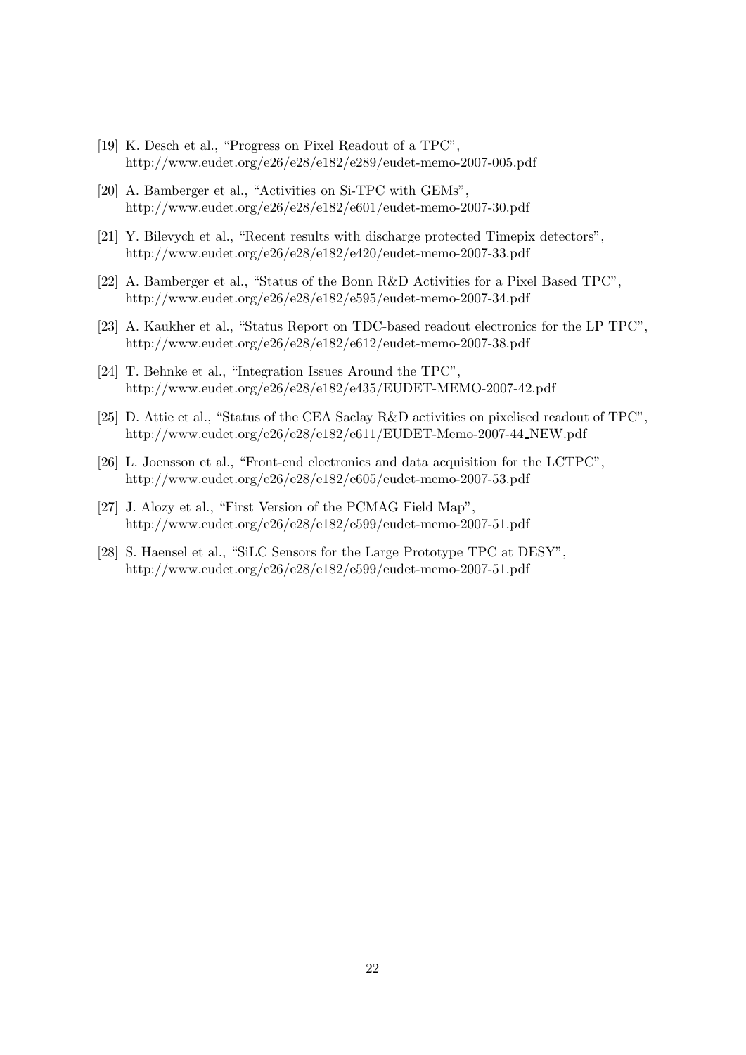[19] K. Desch et al., “Progress on Pixel Readout of a TPC”, http://www.eudet.org/e26/e28/e182/e289/eudet-memo-2007-005.pdf

[20] A. Bamberger et al., “Activities on Si-TPC with GEMs”, http://www.eudet.org/e26/e28/e182/e601/eudet-memo-2007-30.pdf

[21] Y. Bilevych et al., “Recent results with discharge protected Timepix detectors”, http://www.eudet.org/e26/e28/e182/e420/eudet-memo-2007-33.pdf

[22] A. Bamberger et al., “Status of the Bonn R&D Activities for a Pixel Based TPC”, http://www.eudet.org/e26/e28/e182/e595/eudet-memo-2007-34.pdf

[23] A. Kaukher et al., “Status Report on TDC-based readout electronics for the LP TPC”, http://www.eudet.org/e26/e28/e182/e612/eudet-memo-2007-38.pdf

[24] T. Behnke et al., “Integration Issues Around the TPC”, http://www.eudet.org/e26/e28/e182/e435/EUDET-MEMO-2007-42.pdf

[25] D. Attie et al., “Status of the CEA Saclay R&D activities on pixelised readout of TPC”, http://www.eudet.org/e26/e28/e182/e611/EUDET-Memo-2007-44_NEW.pdf

[26] L. Joensson et al., “Front-end electronics and data acquisition for the LCTPC”, http://www.eudet.org/e26/e28/e182/e605/eudet-memo-2007-53.pdf

[27] J. Alozy et al., “First Version of the PCMAG Field Map”, http://www.eudet.org/e26/e28/e182/e599/eudet-memo-2007-51.pdf

[28] S. Haensel et al., “SiLC Sensors for the Large Prototype TPC at DESY”, http://www.eudet.org/e26/e28/e182/e599/eudet-memo-2007-51.pdf